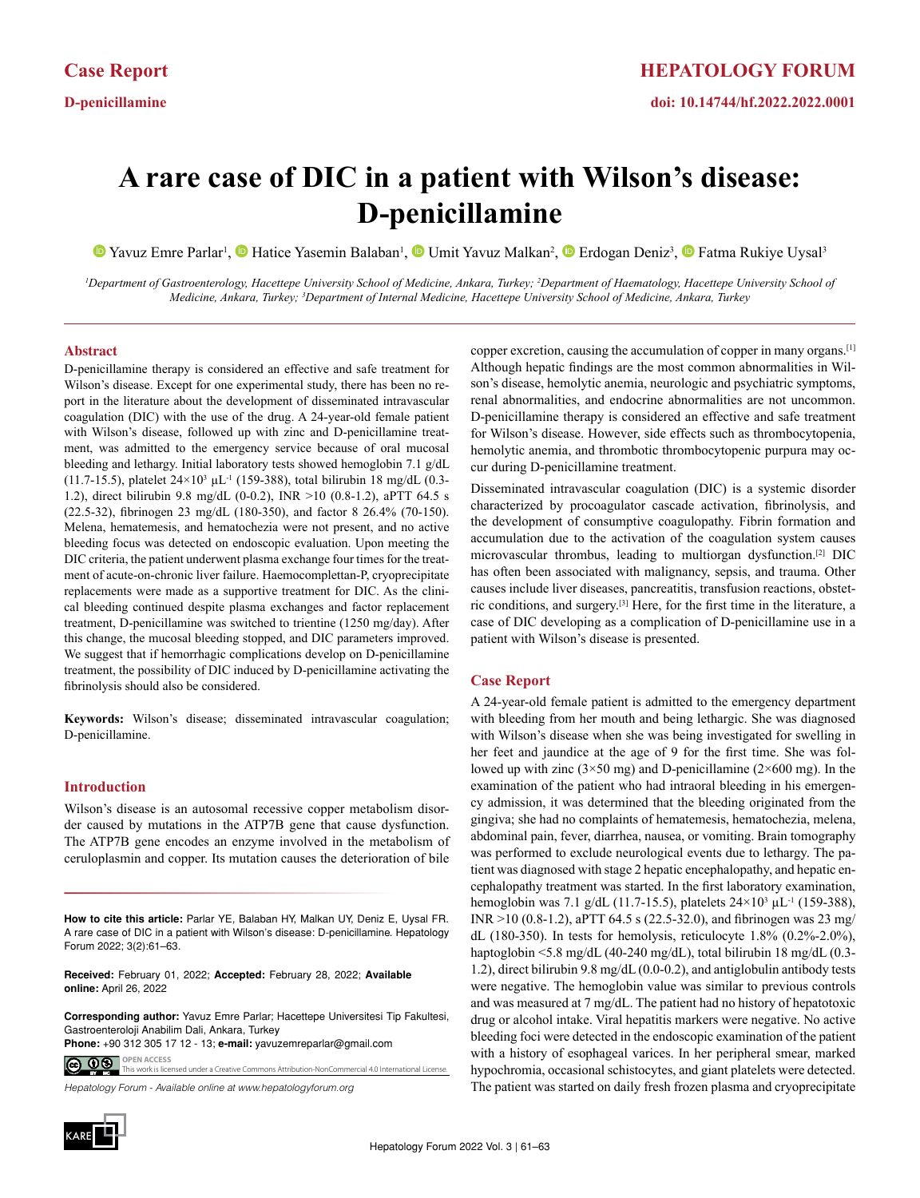Case Report

D-penicillamine

# A rare case of DIC in a patient with Wilson's disease: D-penicillamine

Yavuz Emre Parlar[1], Hatice Yasemin Balaban[1], Umit Yavuz Malkan[2], Erdogan Deniz[3], Fatma Rukiye Uysal[3]

*[1]Department of Gastroenterology, Hacettepe University School of Medicine, Ankara, Turkey; [2]Department of Haematology, Hacettepe University School of Medicine, Ankara, Turkey; [3]Department of Internal Medicine, Hacettepe University School of Medicine, Ankara, Turkey*

## Abstract

D-penicillamine therapy is considered an effective and safe treatment for Wilson's disease. Except for one experimental study, there has been no report in the literature about the development of disseminated intravascular coagulation (DIC) with the use of the drug. A 24-year-old female patient with Wilson's disease, followed up with zinc and D-penicillamine treatment, was admitted to the emergency service because of oral mucosal bleeding and lethargy. Initial laboratory tests showed hemoglobin 7.1 g/dL (11.7-15.5), platelet $24\times10^3$ $\mu L^{-1}$ (159-388), total bilirubin 18 mg/dL (0.3-1.2), direct bilirubin 9.8 mg/dL (0-0.2), INR >10 (0.8-1.2), aPTT 64.5 s (22.5-32), fibrinogen 23 mg/dL (180-350), and factor 8 26.4% (70-150). Melena, hematemesis, and hematochezia were not present, and no active bleeding focus was detected on endoscopic evaluation. Upon meeting the DIC criteria, the patient underwent plasma exchange four times for the treatment of acute-on-chronic liver failure. Haemocomplettan-P, cryoprecipitate replacements were made as a supportive treatment for DIC. As the clinical bleeding continued despite plasma exchanges and factor replacement treatment, D-penicillamine was switched to trientine (1250 mg/day). After this change, the mucosal bleeding stopped, and DIC parameters improved. We suggest that if hemorrhagic complications develop on D-penicillamine treatment, the possibility of DIC induced by D-penicillamine activating the fibrinolysis should also be considered.

**Keywords:** Wilson's disease; disseminated intravascular coagulation; D-penicillamine.

## Introduction

Wilson's disease is an autosomal recessive copper metabolism disorder caused by mutations in the ATP7B gene that cause dysfunction. The ATP7B gene encodes an enzyme involved in the metabolism of ceruloplasmin and copper. Its mutation causes the deterioration of bile copper excretion, causing the accumulation of copper in many organs.[1] Although hepatic findings are the most common abnormalities in Wilson's disease, hemolytic anemia, neurologic and psychiatric symptoms, renal abnormalities, and endocrine abnormalities are not uncommon. D-penicillamine therapy is considered an effective and safe treatment for Wilson's disease. However, side effects such as thrombocytopenia, hemolytic anemia, and thrombotic thrombocytopenic purpura may occur during D-penicillamine treatment.

Disseminated intravascular coagulation (DIC) is a systemic disorder characterized by procoagulator cascade activation, fibrinolysis, and the development of consumptive coagulopathy. Fibrin formation and accumulation due to the activation of the coagulation system causes microvascular thrombus, leading to multiorgan dysfunction.[2] DIC has often been associated with malignancy, sepsis, and trauma. Other causes include liver diseases, pancreatitis, transfusion reactions, obstetric conditions, and surgery.[3] Here, for the first time in the literature, a case of DIC developing as a complication of D-penicillamine use in a patient with Wilson's disease is presented.

## Case Report

A 24-year-old female patient is admitted to the emergency department with bleeding from her mouth and being lethargic. She was diagnosed with Wilson's disease when she was being investigated for swelling in her feet and jaundice at the age of 9 for the first time. She was followed up with zinc (3×50 mg) and D-penicillamine (2×600 mg). In the examination of the patient who had intraoral bleeding in his emergency admission, it was determined that the bleeding originated from the gingiva; she had no complaints of hematemesis, hematochezia, melena, abdominal pain, fever, diarrhea, nausea, or vomiting. Brain tomography was performed to exclude neurological events due to lethargy. The patient was diagnosed with stage 2 hepatic encephalopathy, and hepatic encephalopathy treatment was started. In the first laboratory examination, hemoglobin was 7.1 g/dL (11.7-15.5), platelets $24\times10^3$ $\mu L^{-1}$ (159-388), INR >10 (0.8-1.2), aPTT 64.5 s (22.5-32.0), and fibrinogen was 23 mg/dL (180-350). In tests for hemolysis, reticulocyte 1.8% (0.2%-2.0%), haptoglobin <5.8 mg/dL (40-240 mg/dL), total bilirubin 18 mg/dL (0.3-1.2), direct bilirubin 9.8 mg/dL (0.0-0.2), and antiglobulin antibody tests were negative. The hemoglobin value was similar to previous controls and was measured at 7 mg/dL. The patient had no history of hepatotoxic drug or alcohol intake. Viral hepatitis markers were negative. No active bleeding foci were detected in the endoscopic examination of the patient with a history of esophageal varices. In her peripheral smear, marked hypochromia, occasional schistocytes, and giant platelets were detected. The patient was started on daily fresh frozen plasma and cryoprecipitate

**How to cite this article:** Parlar YE, Balaban HY, Malkan UY, Deniz E, Uysal FR. A rare case of DIC in a patient with Wilson's disease: D-penicillamine. Hepatology Forum 2022; 3(2):61–63.

**Received:** February 01, 2022; **Accepted:** February 28, 2022; **Available online:** April 26, 2022

**Corresponding author:** Yavuz Emre Parlar; Hacettepe Universitesi Tip Fakultesi, Gastroenteroloji Anabilim Dali, Ankara, Turkey

**Phone:** +90 312 305 17 12 - 13; **e-mail:** yavuzemreparlar@gmail.com

OPEN ACCESS This work is licensed under a Creative Commons Attribution-NonCommercial 4.0 International License.

*Hepatology Forum - Available online at www.hepatologyforum.org*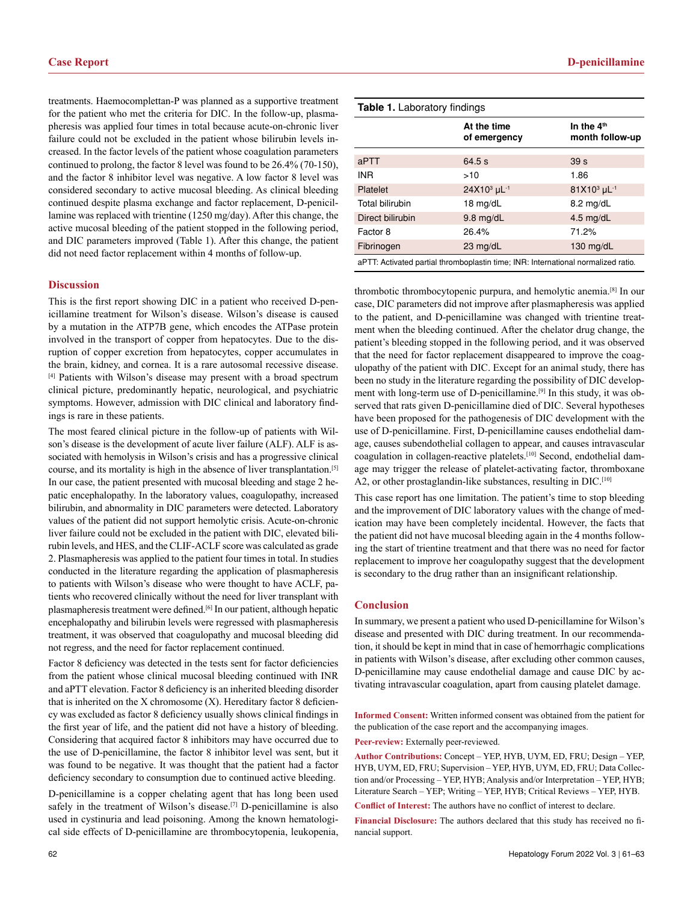treatments. Haemocomplettan-P was planned as a supportive treatment for the patient who met the criteria for DIC. In the follow-up, plasmapheresis was applied four times in total because acute-on-chronic liver failure could not be excluded in the patient whose bilirubin levels increased. In the factor levels of the patient whose coagulation parameters continued to prolong, the factor 8 level was found to be 26.4% (70-150), and the factor 8 inhibitor level was negative. A low factor 8 level was considered secondary to active mucosal bleeding. As clinical bleeding continued despite plasma exchange and factor replacement, D-penicillamine was replaced with trientine (1250 mg/day). After this change, the active mucosal bleeding of the patient stopped in the following period, and DIC parameters improved (Table 1). After this change, the patient did not need factor replacement within 4 months of follow-up.

## Discussion

This is the first report showing DIC in a patient who received D-penicillamine treatment for Wilson's disease. Wilson's disease is caused by a mutation in the ATP7B gene, which encodes the ATPase protein involved in the transport of copper from hepatocytes. Due to the disruption of copper excretion from hepatocytes, copper accumulates in the brain, kidney, and cornea. It is a rare autosomal recessive disease.[4] Patients with Wilson's disease may present with a broad spectrum clinical picture, predominantly hepatic, neurological, and psychiatric symptoms. However, admission with DIC clinical and laboratory findings is rare in these patients.

The most feared clinical picture in the follow-up of patients with Wilson's disease is the development of acute liver failure (ALF). ALF is associated with hemolysis in Wilson's crisis and has a progressive clinical course, and its mortality is high in the absence of liver transplantation.[5] In our case, the patient presented with mucosal bleeding and stage 2 hepatic encephalopathy. In the laboratory values, coagulopathy, increased bilirubin, and abnormality in DIC parameters were detected. Laboratory values of the patient did not support hemolytic crisis. Acute-on-chronic liver failure could not be excluded in the patient with DIC, elevated bilirubin levels, and HES, and the CLIF-ACLF score was calculated as grade 2. Plasmapheresis was applied to the patient four times in total. In studies conducted in the literature regarding the application of plasmapheresis to patients with Wilson's disease who were thought to have ACLF, patients who recovered clinically without the need for liver transplant with plasmapheresis treatment were defined.[6] In our patient, although hepatic encephalopathy and bilirubin levels were regressed with plasmapheresis treatment, it was observed that coagulopathy and mucosal bleeding did not regress, and the need for factor replacement continued.

Factor 8 deficiency was detected in the tests sent for factor deficiencies from the patient whose clinical mucosal bleeding continued with INR and aPTT elevation. Factor 8 deficiency is an inherited bleeding disorder that is inherited on the X chromosome (X). Hereditary factor 8 deficiency was excluded as factor 8 deficiency usually shows clinical findings in the first year of life, and the patient did not have a history of bleeding. Considering that acquired factor 8 inhibitors may have occurred due to the use of D-penicillamine, the factor 8 inhibitor level was sent, but it was found to be negative. It was thought that the patient had a factor deficiency secondary to consumption due to continued active bleeding.

D-penicillamine is a copper chelating agent that has long been used safely in the treatment of Wilson's disease.[7] D-penicillamine is also used in cystinuria and lead poisoning. Among the known hematological side effects of D-penicillamine are thrombocytopenia, leukopenia, thrombotic thrombocytopenic purpura, and hemolytic anemia.[8] In our case, DIC parameters did not improve after plasmapheresis was applied to the patient, and D-penicillamine was changed with trientine treatment when the bleeding continued. After the chelator drug change, the patient's bleeding stopped in the following period, and it was observed that the need for factor replacement disappeared to improve the coagulopathy of the patient with DIC. Except for an animal study, there has been no study in the literature regarding the possibility of DIC development with long-term use of D-penicillamine.[9] In this study, it was observed that rats given D-penicillamine died of DIC. Several hypotheses have been proposed for the pathogenesis of DIC development with the use of D-penicillamine. First, D-penicillamine causes endothelial damage, causes subendothelial collagen to appear, and causes intravascular coagulation in collagen-reactive platelets.[10] Second, endothelial damage may trigger the release of platelet-activating factor, thromboxane A2, or other prostaglandin-like substances, resulting in DIC.[10]

This case report has one limitation. The patient's time to stop bleeding and the improvement of DIC laboratory values with the change of medication may have been completely incidental. However, the facts that the patient did not have mucosal bleeding again in the 4 months following the start of trientine treatment and that there was no need for factor replacement to improve her coagulopathy suggest that the development is secondary to the drug rather than an insignificant relationship.

**Table 1.** Laboratory findings

| | At the time of emergency | In the 4th month follow-up |
|---|---|---|
| aPTT | 64.5 s | 39 s |
| INR | >10 | 1.86 |
| Platelet | $24X10^3$ $\mu L^{-1}$ | $81X10^3$ $\mu L^{-1}$ |
| Total bilirubin | 18 mg/dL | 8.2 mg/dL |
| Direct bilirubin | 9.8 mg/dL | 4.5 mg/dL |
| Factor 8 | 26.4% | 71.2% |
| Fibrinogen | 23 mg/dL | 130 mg/dL |

aPTT: Activated partial thromboplastin time; INR: International normalized ratio.

## Conclusion

In summary, we present a patient who used D-penicillamine for Wilson's disease and presented with DIC during treatment. In our recommendation, it should be kept in mind that in case of hemorrhagic complications in patients with Wilson's disease, after excluding other common causes, D-penicillamine may cause endothelial damage and cause DIC by activating intravascular coagulation, apart from causing platelet damage.

**Informed Consent:** Written informed consent was obtained from the patient for the publication of the case report and the accompanying images.

**Peer-review:** Externally peer-reviewed.

**Author Contributions:** Concept – YEP, HYB, UYM, ED, FRU; Design – YEP, HYB, UYM, ED, FRU; Supervision – YEP, HYB, UYM, ED, FRU; Data Collection and/or Processing – YEP, HYB; Analysis and/or Interpretation – YEP, HYB; Literature Search – YEP; Writing – YEP, HYB; Critical Reviews – YEP, HYB.

**Conflict of Interest:** The authors have no conflict of interest to declare.

**Financial Disclosure:** The authors declared that this study has received no financial support.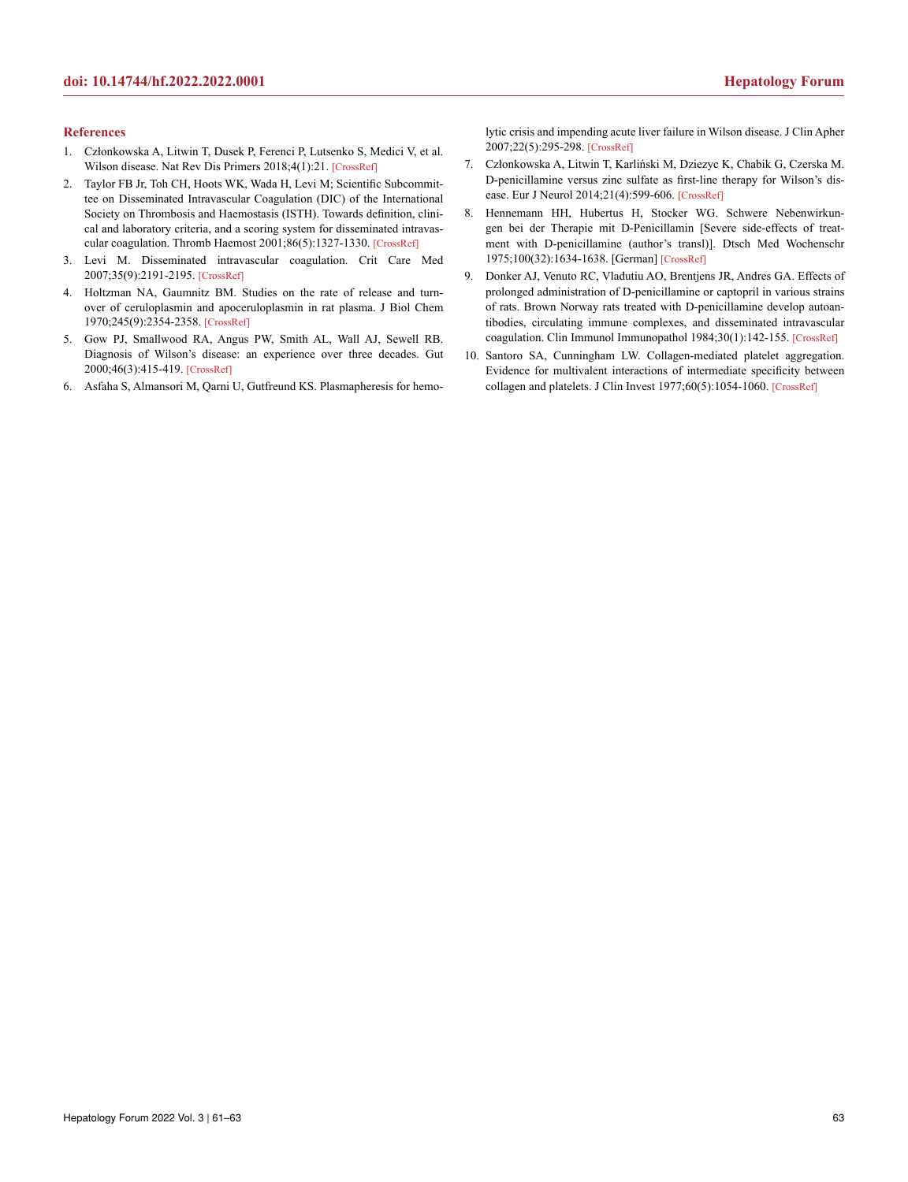## References

1. Członkowska A, Litwin T, Dusek P, Ferenci P, Lutsenko S, Medici V, et al. Wilson disease. Nat Rev Dis Primers 2018;4(1):21. [CrossRef]
2. Taylor FB Jr, Toh CH, Hoots WK, Wada H, Levi M; Scientific Subcommittee on Disseminated Intravascular Coagulation (DIC) of the International Society on Thrombosis and Haemostasis (ISTH). Towards definition, clinical and laboratory criteria, and a scoring system for disseminated intravascular coagulation. Thromb Haemost 2001;86(5):1327-1330. [CrossRef]
3. Levi M. Disseminated intravascular coagulation. Crit Care Med 2007;35(9):2191-2195. [CrossRef]
4. Holtzman NA, Gaumnitz BM. Studies on the rate of release and turnover of ceruloplasmin and apoceruloplasmin in rat plasma. J Biol Chem 1970;245(9):2354-2358. [CrossRef]
5. Gow PJ, Smallwood RA, Angus PW, Smith AL, Wall AJ, Sewell RB. Diagnosis of Wilson's disease: an experience over three decades. Gut 2000;46(3):415-419. [CrossRef]
6. Asfaha S, Almansori M, Qarni U, Gutfreund KS. Plasmapheresis for hemolytic crisis and impending acute liver failure in Wilson disease. J Clin Apher 2007;22(5):295-298. [CrossRef]
7. Członkowska A, Litwin T, Karliński M, Dziezyc K, Chabik G, Czerska M. D-penicillamine versus zinc sulfate as first-line therapy for Wilson's disease. Eur J Neurol 2014;21(4):599-606. [CrossRef]
8. Hennemann HH, Hubertus H, Stocker WG. Schwere Nebenwirkungen bei der Therapie mit D-Penicillamin [Severe side-effects of treatment with D-penicillamine (author's transl)]. Dtsch Med Wochenschr 1975;100(32):1634-1638. [German] [CrossRef]
9. Donker AJ, Venuto RC, Vladutiu AO, Brentjens JR, Andres GA. Effects of prolonged administration of D-penicillamine or captopril in various strains of rats. Brown Norway rats treated with D-penicillamine develop autoantibodies, circulating immune complexes, and disseminated intravascular coagulation. Clin Immunol Immunopathol 1984;30(1):142-155. [CrossRef]
10. Santoro SA, Cunningham LW. Collagen-mediated platelet aggregation. Evidence for multivalent interactions of intermediate specificity between collagen and platelets. J Clin Invest 1977;60(5):1054-1060. [CrossRef]